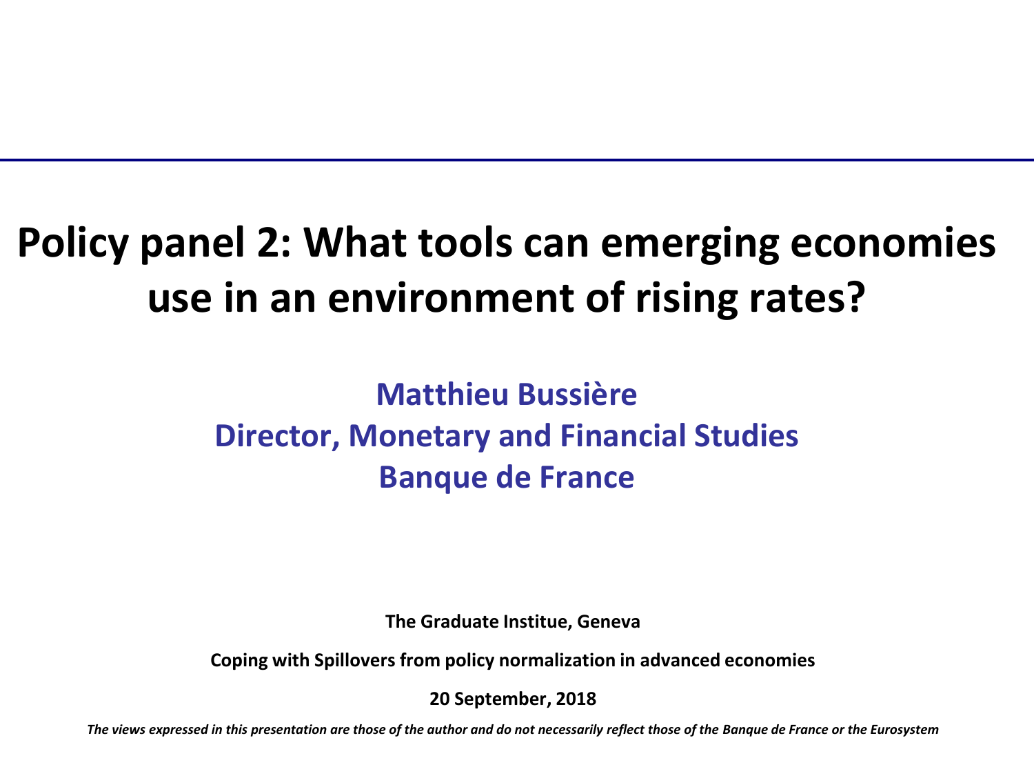# Policy panel 2: What tools can emerging economies use in an environment of rising rates?

**Matthieu Bussière**
**Director, Monetary and Financial Studies**
**Banque de France**

**The Graduate Institue, Geneva**

**Coping with Spillovers from policy normalization in advanced economies**

**20 September, 2018**

*The views expressed in this presentation are those of the author and do not necessarily reflect those of the Banque de France or the Eurosystem*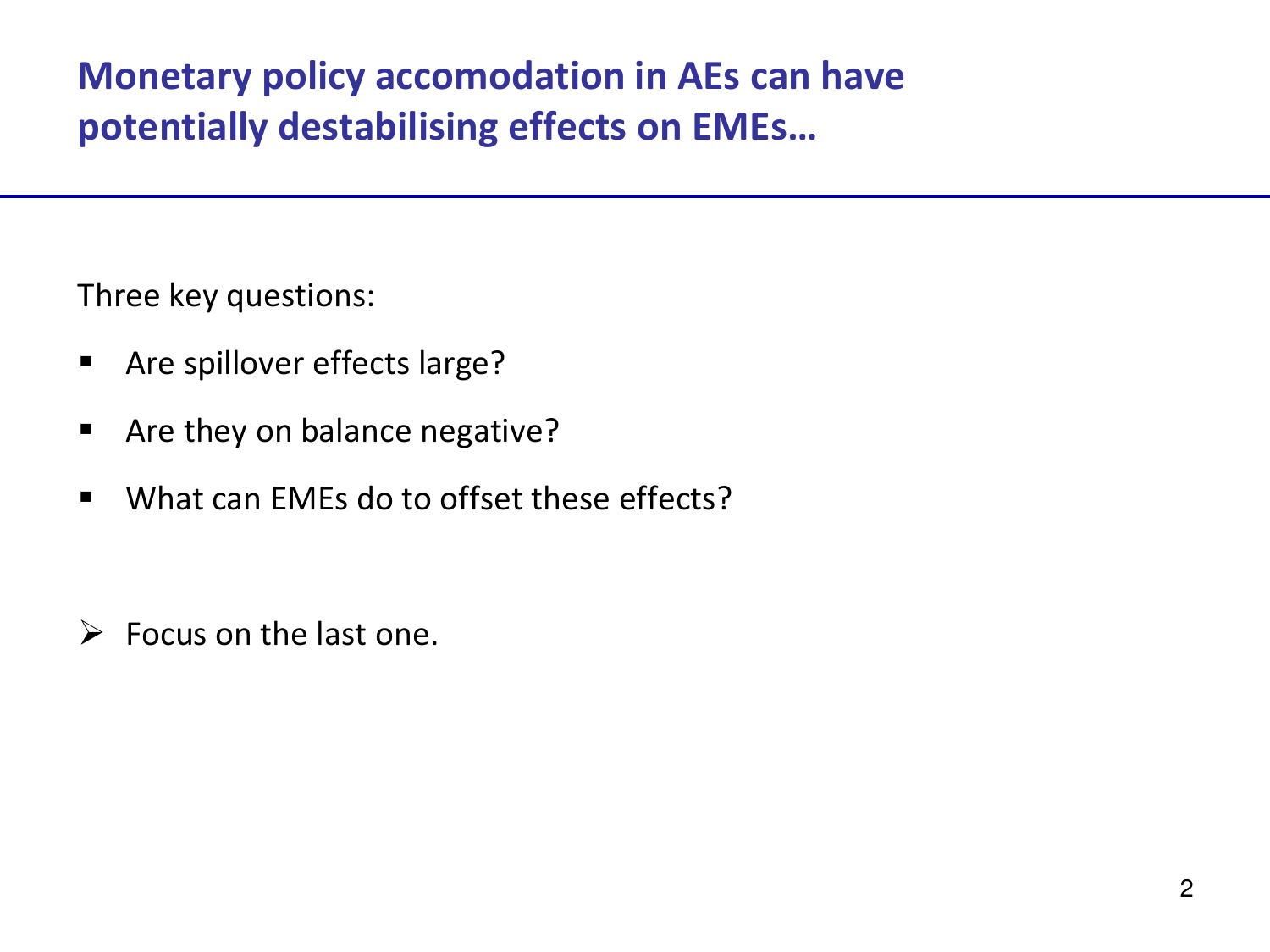# Monetary policy accomodation in AEs can have potentially destabilising effects on EMEs…

Three key questions:

- Are spillover effects large?
- Are they on balance negative?
- What can EMEs do to offset these effects?

➢ Focus on the last one.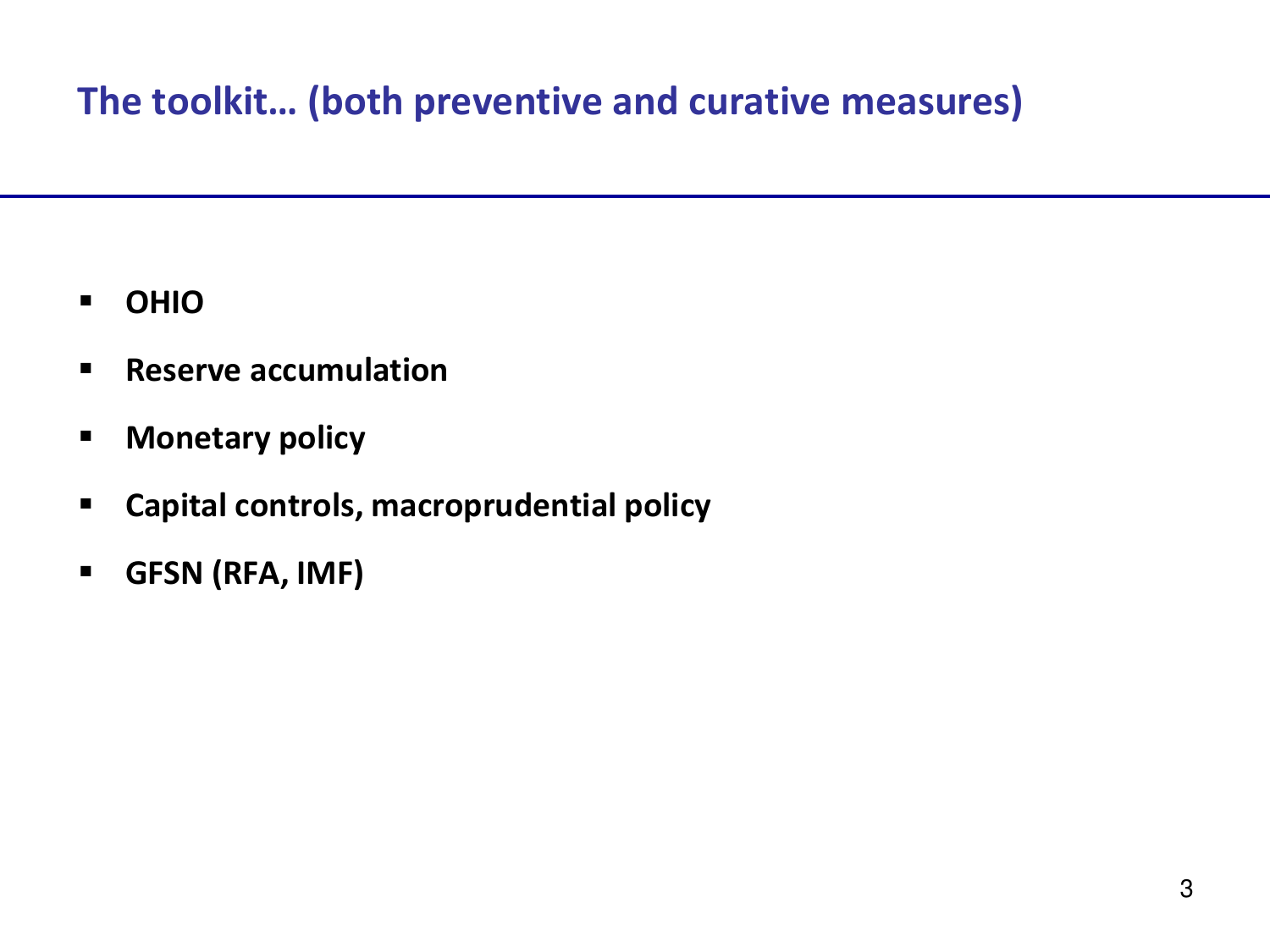## The toolkit… (both preventive and curative measures)

- **OHIO**
- **Reserve accumulation**
- **Monetary policy**
- **Capital controls, macroprudential policy**
- **GFSN (RFA, IMF)**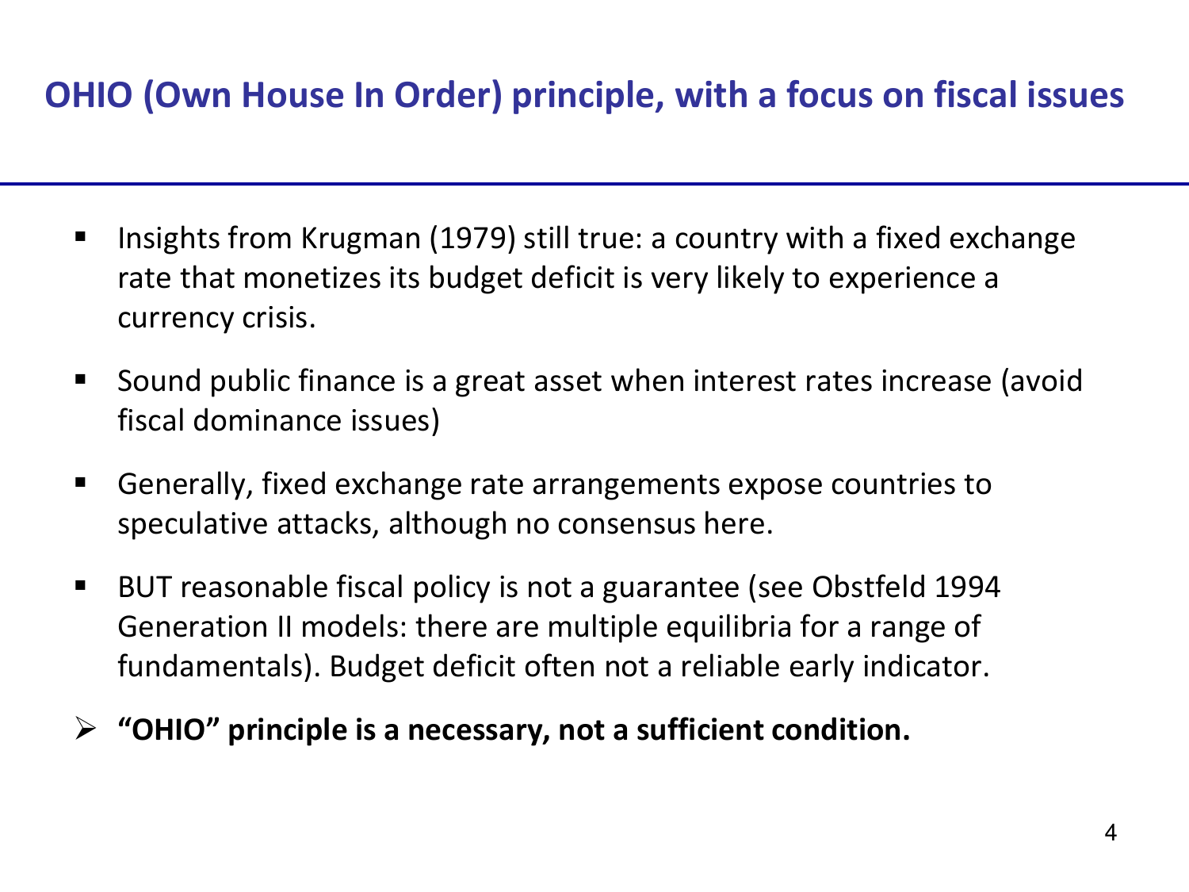## OHIO (Own House In Order) principle, with a focus on fiscal issues

- Insights from Krugman (1979) still true: a country with a fixed exchange rate that monetizes its budget deficit is very likely to experience a currency crisis.
- Sound public finance is a great asset when interest rates increase (avoid fiscal dominance issues)
- Generally, fixed exchange rate arrangements expose countries to speculative attacks, although no consensus here.
- BUT reasonable fiscal policy is not a guarantee (see Obstfeld 1994 Generation II models: there are multiple equilibria for a range of fundamentals). Budget deficit often not a reliable early indicator.

➢ **"OHIO" principle is a necessary, not a sufficient condition.**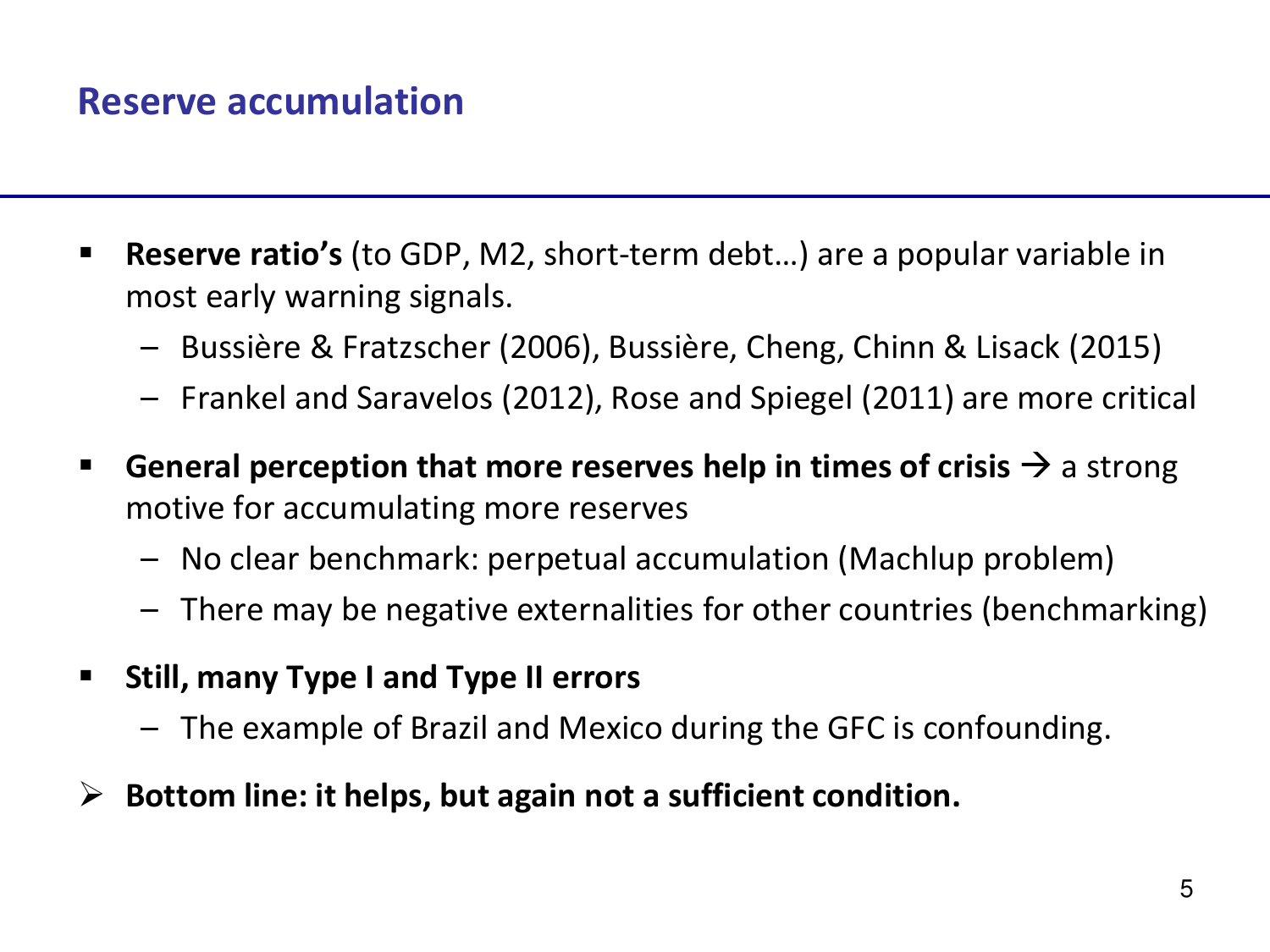## Reserve accumulation

- **Reserve ratio's** (to GDP, M2, short-term debt…) are a popular variable in most early warning signals.
  - Bussière & Fratzscher (2006), Bussière, Cheng, Chinn & Lisack (2015)
  - Frankel and Saravelos (2012), Rose and Spiegel (2011) are more critical
- **General perception that more reserves help in times of crisis** → a strong motive for accumulating more reserves
  - No clear benchmark: perpetual accumulation (Machlup problem)
  - There may be negative externalities for other countries (benchmarking)
- **Still, many Type I and Type II errors**
  - The example of Brazil and Mexico during the GFC is confounding.

➢ **Bottom line: it helps, but again not a sufficient condition.**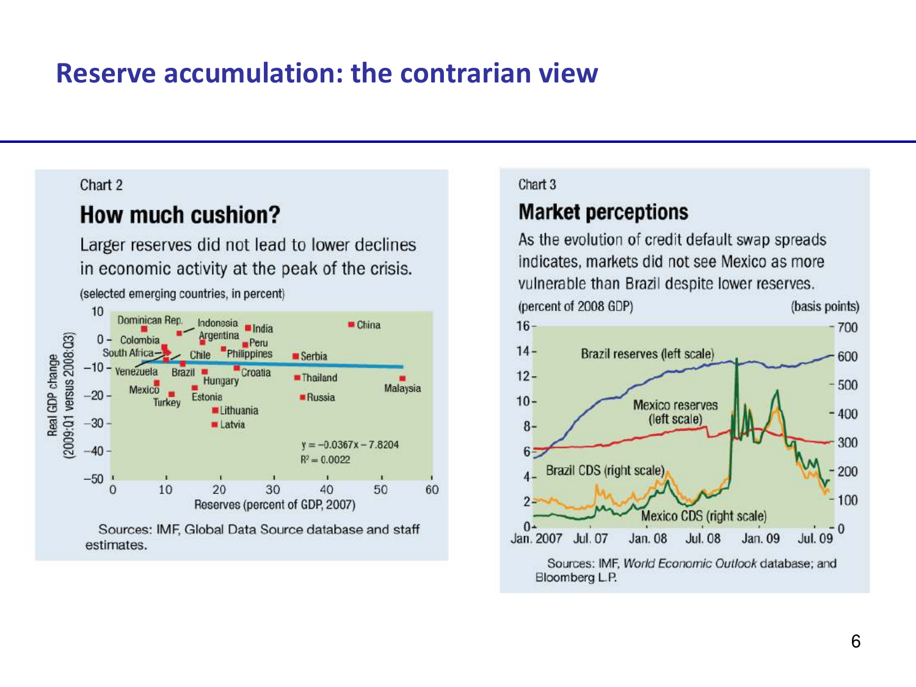# Reserve accumulation: the contrarian view

Chart 2

## How much cushion?

Larger reserves did not lead to lower declines in economic activity at the peak of the crisis.

(selected emerging countries, in percent)

Real GDP change (2009:Q1 versus 2008:Q3)

10
0
−10
−20
−30
−40
−50

0 10 20 30 40 50 60

Reserves (percent of GDP, 2007)

Dominican Rep.
Indonesia
India
China
Colombia
Argentina
Peru
South Africa
Chile
Philippines
Serbia
Venezuela
Brazil
Croatia
Hungary
Thailand
Malaysia
Mexico
Estonia
Turkey
Russia
Lithuania
Latvia

$y = -0.0367x - 7.8204$

$R^2 = 0.0022$

Sources: IMF, Global Data Source database and staff estimates.

Chart 3

## Market perceptions

As the evolution of credit default swap spreads indicates, markets did not see Mexico as more vulnerable than Brazil despite lower reserves.

(percent of 2008 GDP)

(basis points)

16
14
12
10
8
6
4
2
0

700
600
500
400
300
200
100
0

Jan. 2007 Jul. 07 Jan. 08 Jul. 08 Jan. 09 Jul. 09

Brazil reserves (left scale)

Mexico reserves (left scale)

Brazil CDS (right scale)

Mexico CDS (right scale)

Sources: IMF, *World Economic Outlook* database; and Bloomberg L.P.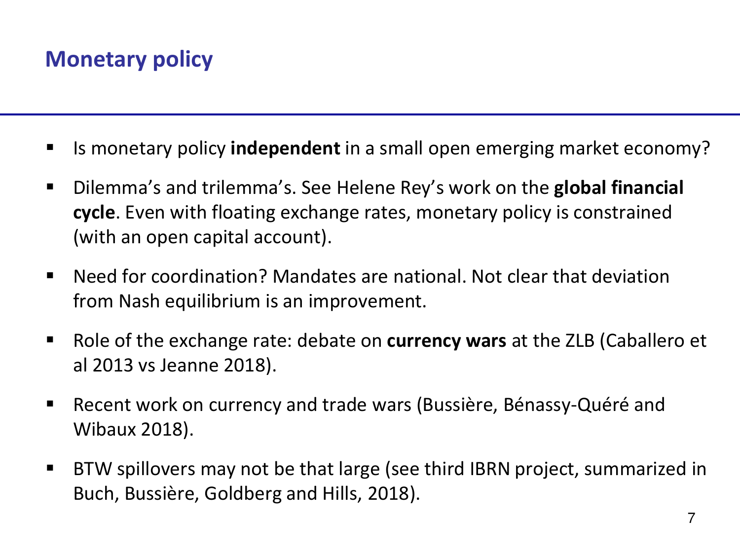# Monetary policy

- Is monetary policy **independent** in a small open emerging market economy?
- Dilemma's and trilemma's. See Helene Rey's work on the **global financial cycle**. Even with floating exchange rates, monetary policy is constrained (with an open capital account).
- Need for coordination? Mandates are national. Not clear that deviation from Nash equilibrium is an improvement.
- Role of the exchange rate: debate on **currency wars** at the ZLB (Caballero et al 2013 vs Jeanne 2018).
- Recent work on currency and trade wars (Bussière, Bénassy-Quéré and Wibaux 2018).
- BTW spillovers may not be that large (see third IBRN project, summarized in Buch, Bussière, Goldberg and Hills, 2018).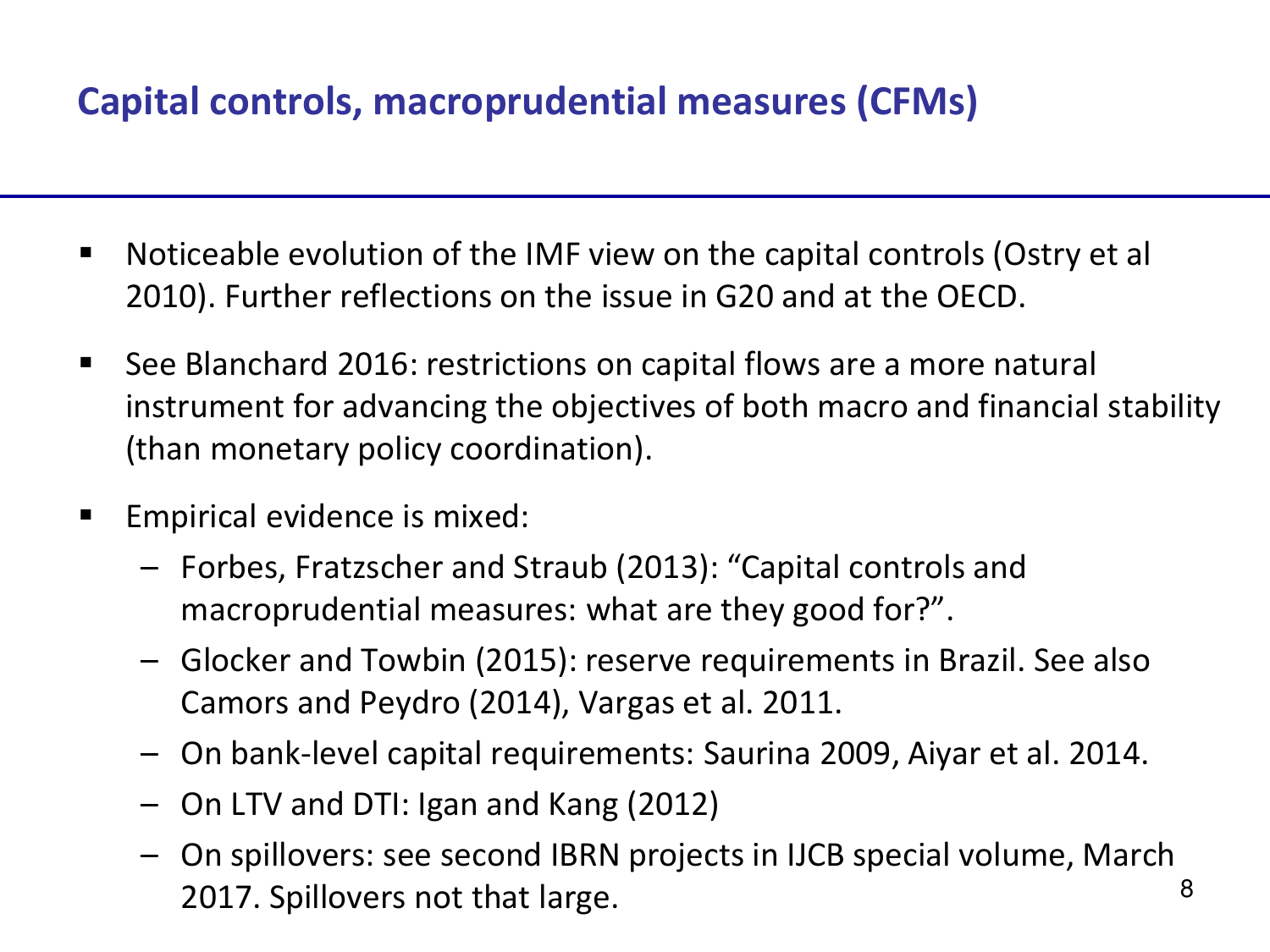## Capital controls, macroprudential measures (CFMs)

- Noticeable evolution of the IMF view on the capital controls (Ostry et al 2010). Further reflections on the issue in G20 and at the OECD.
- See Blanchard 2016: restrictions on capital flows are a more natural instrument for advancing the objectives of both macro and financial stability (than monetary policy coordination).
- Empirical evidence is mixed:
  - Forbes, Fratzscher and Straub (2013): "Capital controls and macroprudential measures: what are they good for?".
  - Glocker and Towbin (2015): reserve requirements in Brazil. See also Camors and Peydro (2014), Vargas et al. 2011.
  - On bank-level capital requirements: Saurina 2009, Aiyar et al. 2014.
  - On LTV and DTI: Igan and Kang (2012)
  - On spillovers: see second IBRN projects in IJCB special volume, March 2017. Spillovers not that large.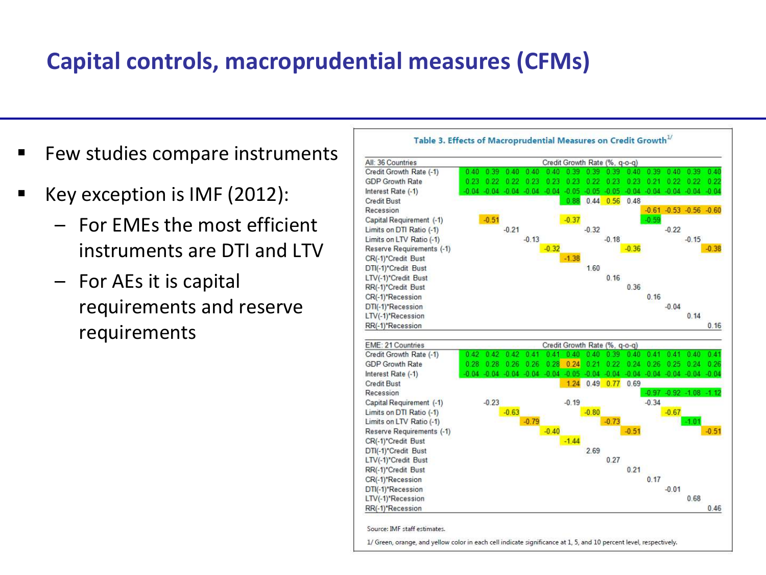# Capital controls, macroprudential measures (CFMs)

- Few studies compare instruments
- Key exception is IMF (2012):
  - For EMEs the most efficient instruments are DTI and LTV
  - For AEs it is capital requirements and reserve requirements

**Table 3. Effects of Macroprudential Measures on Credit Growth[1/]**

| All: 36 Countries | Credit Growth Rate (%, q-o-q) | | | | | | | | | | | | |
|---|---|---|---|---|---|---|---|---|---|---|---|---|---|
| Credit Growth Rate (-1) | 0.40 | 0.39 | 0.40 | 0.40 | 0.40 | 0.39 | 0.39 | 0.39 | 0.40 | 0.39 | 0.40 | 0.39 | 0.40 |
| GDP Growth Rate | 0.23 | 0.22 | 0.22 | 0.23 | 0.23 | 0.23 | 0.22 | 0.23 | 0.23 | 0.21 | 0.22 | 0.22 | 0.22 |
| Interest Rate (-1) | -0.04 | -0.04 | -0.04 | -0.04 | -0.04 | -0.05 | -0.05 | -0.05 | -0.04 | -0.04 | -0.04 | -0.04 | -0.04 |
| Credit Bust | | | | | | 0.88 | 0.44 | 0.56 | 0.48 | | | | |
| Recession | | | | | | | | | | -0.61 | -0.53 | -0.56 | -0.60 |
| Capital Requirement (-1) | | -0.51 | | | | -0.37 | | | | -0.59 | | | |
| Limits on DTI Ratio (-1) | | | -0.21 | | | | -0.32 | | | | -0.22 | | |
| Limits on LTV Ratio (-1) | | | | -0.13 | | | | -0.18 | | | | -0.15 | |
| Reserve Requirements (-1) | | | | | -0.32 | | | | -0.36 | | | | -0.38 |
| CR(-1)*Credit Bust | | | | | | -1.38 | | | | | | | |
| DTI(-1)*Credit Bust | | | | | | | 1.60 | | | | | | |
| LTV(-1)*Credit Bust | | | | | | | | 0.16 | | | | | |
| RR(-1)*Credit Bust | | | | | | | | | 0.36 | | | | |
| CR(-1)*Recession | | | | | | | | | | 0.16 | | | |
| DTI(-1)*Recession | | | | | | | | | | | -0.04 | | |
| LTV(-1)*Recession | | | | | | | | | | | | 0.14 | |
| RR(-1)*Recession | | | | | | | | | | | | | 0.16 |

| EME: 21 Countries | Credit Growth Rate (%, q-o-q) | | | | | | | | | | | | |
|---|---|---|---|---|---|---|---|---|---|---|---|---|---|
| Credit Growth Rate (-1) | 0.42 | 0.42 | 0.42 | 0.41 | 0.41 | 0.40 | 0.40 | 0.39 | 0.40 | 0.41 | 0.41 | 0.40 | 0.41 |
| GDP Growth Rate | 0.28 | 0.28 | 0.26 | 0.26 | 0.28 | 0.24 | 0.21 | 0.22 | 0.24 | 0.26 | 0.25 | 0.24 | 0.26 |
| Interest Rate (-1) | -0.04 | -0.04 | -0.04 | -0.04 | -0.04 | -0.04 | -0.04 | -0.04 | -0.04 | -0.04 | -0.04 | -0.04 | -0.04 |
| Credit Bust | | | | | | 1.24 | 0.49 | 0.77 | 0.69 | | | | |
| Recession | | | | | | | | | | -0.97 | -0.92 | -1.08 | -1.12 |
| Capital Requirement (-1) | | -0.23 | | | | -0.19 | | | | -0.34 | | | |
| Limits on DTI Ratio (-1) | | | -0.63 | | | | -0.80 | | | | -0.67 | | |
| Limits on LTV Ratio (-1) | | | | -0.79 | | | | -0.73 | | | | -1.01 | |
| Reserve Requirements (-1) | | | | | -0.40 | | | | -0.51 | | | | -0.51 |
| CR(-1)*Credit Bust | | | | | | -1.44 | | | | | | | |
| DTI(-1)*Credit Bust | | | | | | | 2.69 | | | | | | |
| LTV(-1)*Credit Bust | | | | | | | | 0.27 | | | | | |
| RR(-1)*Credit Bust | | | | | | | | | 0.21 | | | | |
| CR(-1)*Recession | | | | | | | | | | 0.17 | | | |
| DTI(-1)*Recession | | | | | | | | | | | -0.01 | | |
| LTV(-1)*Recession | | | | | | | | | | | | 0.68 | |
| RR(-1)*Recession | | | | | | | | | | | | | 0.46 |

Source: IMF staff estimates.

1/ Green, orange, and yellow color in each cell indicate significance at 1, 5, and 10 percent level, respectively.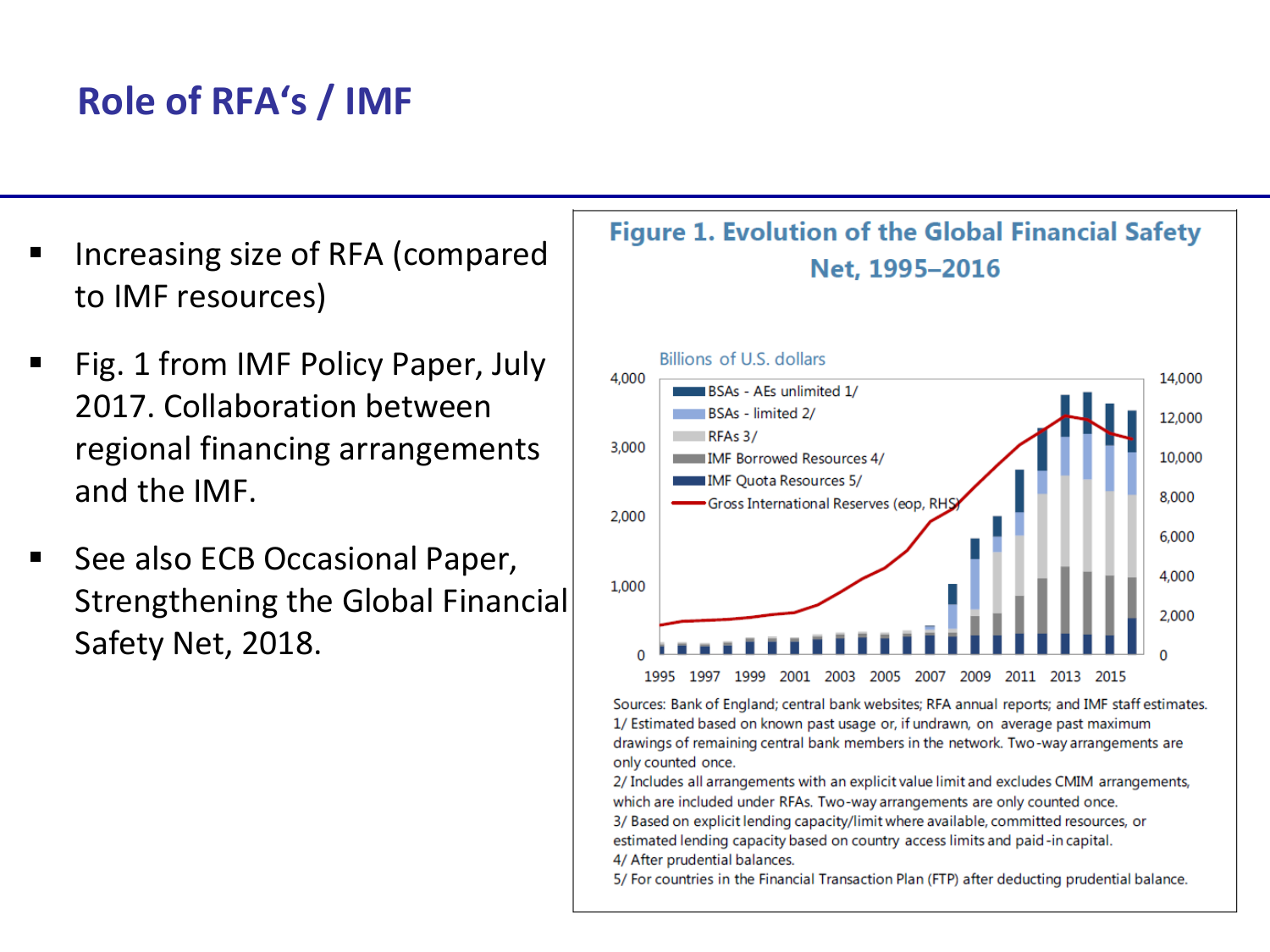# Role of RFA's / IMF

- Increasing size of RFA (compared to IMF resources)
- Fig. 1 from IMF Policy Paper, July 2017. Collaboration between regional financing arrangements and the IMF.
- See also ECB Occasional Paper, Strengthening the Global Financial Safety Net, 2018.

**Figure 1. Evolution of the Global Financial Safety Net, 1995–2016**

Billions of U.S. dollars

Legend: BSAs - AEs unlimited 1/; BSAs - limited 2/; RFAs 3/; IMF Borrowed Resources 4/; IMF Quota Resources 5/; Gross International Reserves (eop, RHS)

Sources: Bank of England; central bank websites; RFA annual reports; and IMF staff estimates.
1/ Estimated based on known past usage or, if undrawn, on average past maximum drawings of remaining central bank members in the network. Two-way arrangements are only counted once.
2/ Includes all arrangements with an explicit value limit and excludes CMIM arrangements, which are included under RFAs. Two-way arrangements are only counted once.
3/ Based on explicit lending capacity/limit where available, committed resources, or estimated lending capacity based on country access limits and paid-in capital.
4/ After prudential balances.
5/ For countries in the Financial Transaction Plan (FTP) after deducting prudential balance.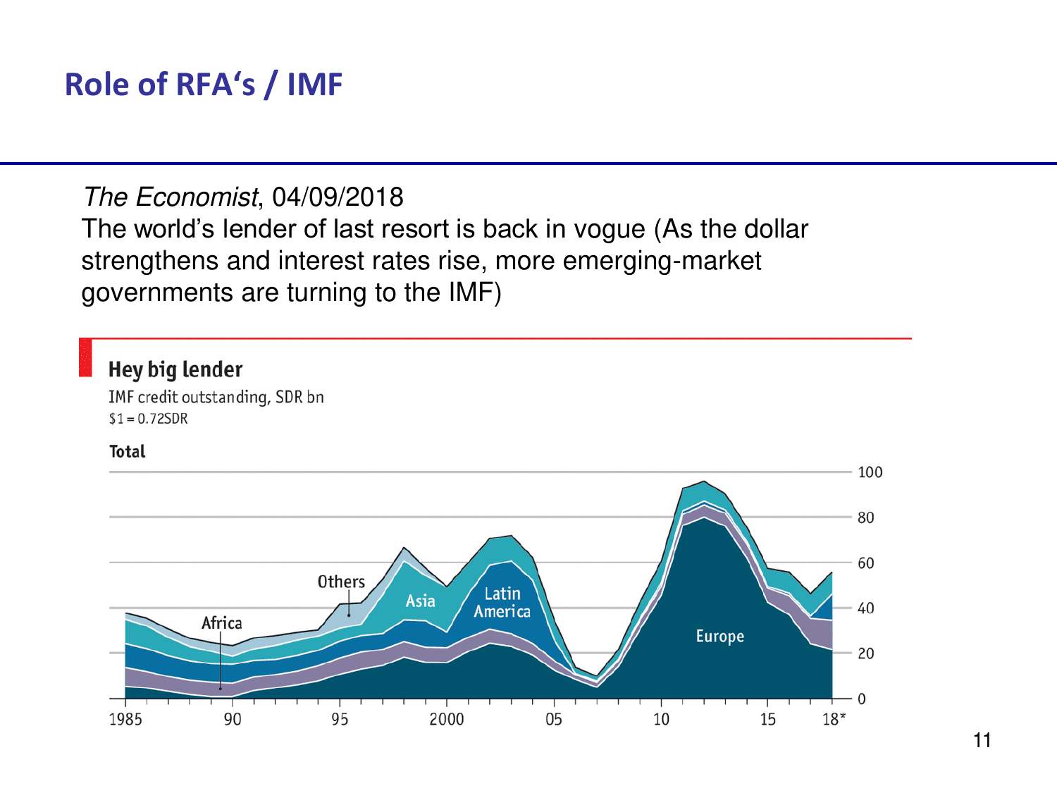# Role of RFA's / IMF

*The Economist*, 04/09/2018

The world's lender of last resort is back in vogue (As the dollar strengthens and interest rates rise, more emerging-market governments are turning to the IMF)

**Hey big lender**

IMF credit outstanding, SDR bn

$1 = 0.72SDR

**Total**

100
80
60
40
20
0

Others
Asia
Latin America
Africa
Europe

1985
90
95
2000
05
10
15
18*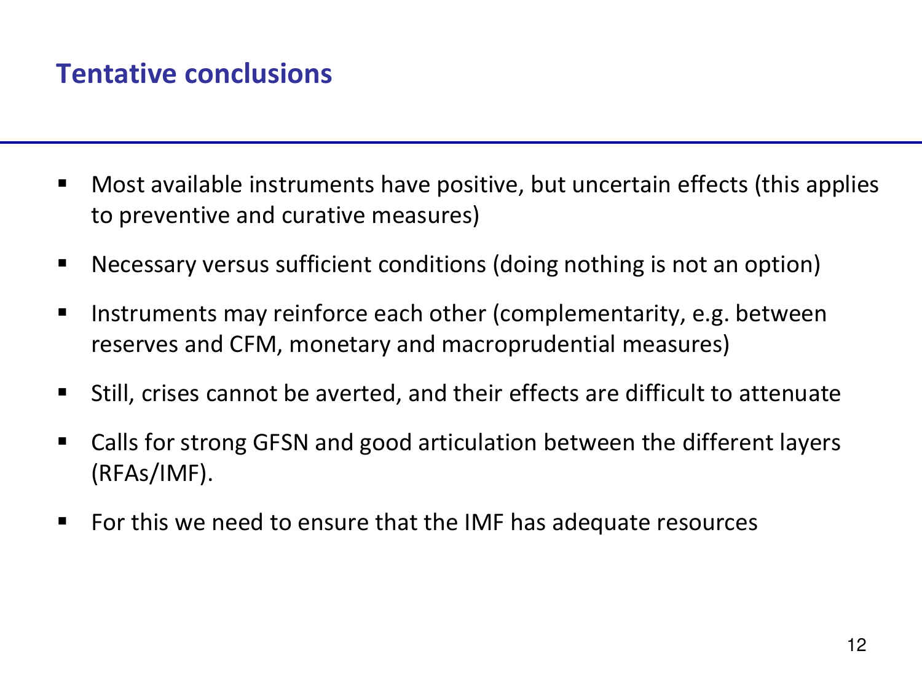## Tentative conclusions

- Most available instruments have positive, but uncertain effects (this applies to preventive and curative measures)
- Necessary versus sufficient conditions (doing nothing is not an option)
- Instruments may reinforce each other (complementarity, e.g. between reserves and CFM, monetary and macroprudential measures)
- Still, crises cannot be averted, and their effects are difficult to attenuate
- Calls for strong GFSN and good articulation between the different layers (RFAs/IMF).
- For this we need to ensure that the IMF has adequate resources